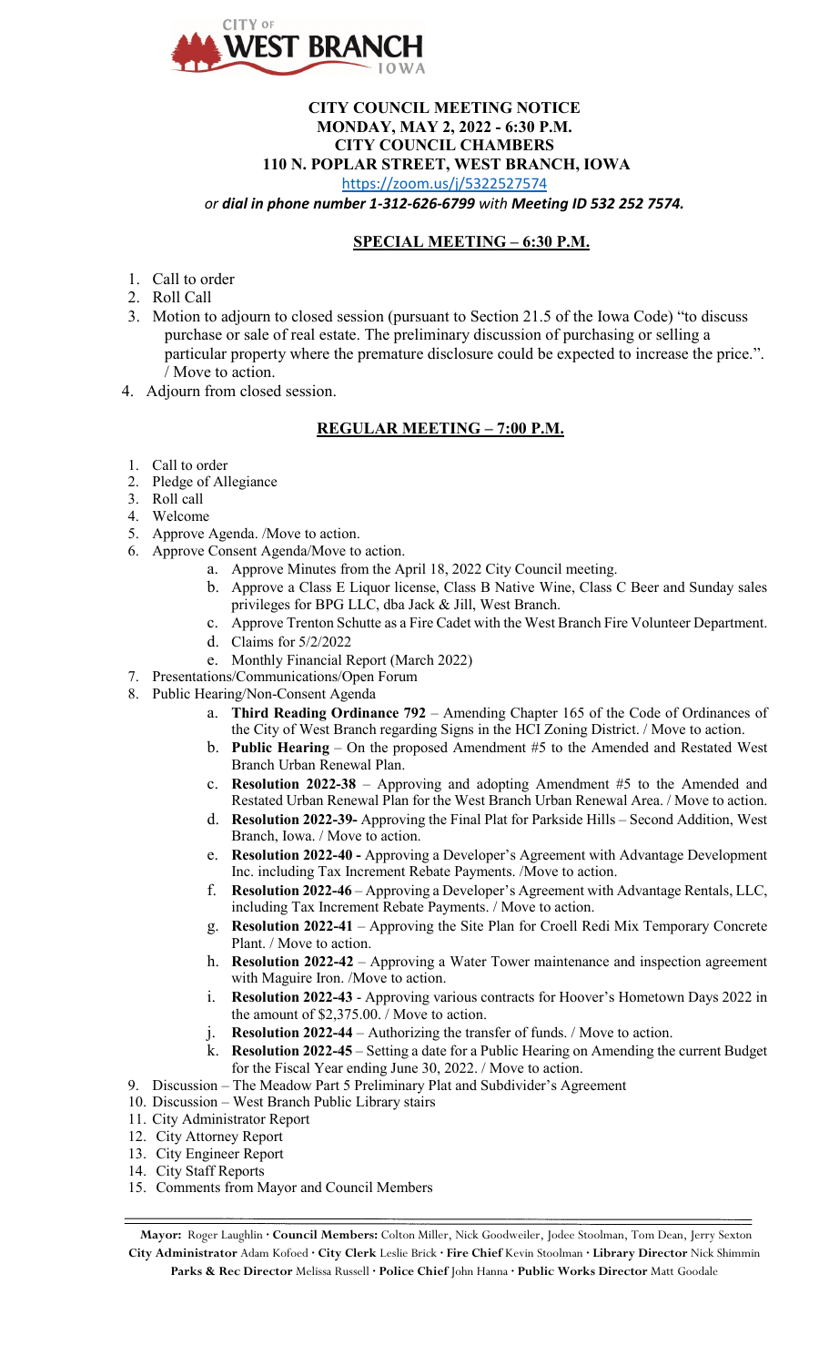**CITY COUNCIL MEETING NOTICE**
**MONDAY, MAY 2, 2022 - 6:30 P.M.**
**CITY COUNCIL CHAMBERS**
**110 N. POPLAR STREET, WEST BRANCH, IOWA**

https://zoom.us/j/5322527574

*or* ***dial in phone number 1-312-626-6799*** *with* ***Meeting ID 532 252 7574.***

## SPECIAL MEETING – 6:30 P.M.

1. Call to order
2. Roll Call
3. Motion to adjourn to closed session (pursuant to Section 21.5 of the Iowa Code) "to discuss purchase or sale of real estate. The preliminary discussion of purchasing or selling a particular property where the premature disclosure could be expected to increase the price.". / Move to action.
4. Adjourn from closed session.

## REGULAR MEETING – 7:00 P.M.

1. Call to order
2. Pledge of Allegiance
3. Roll call
4. Welcome
5. Approve Agenda. /Move to action.
6. Approve Consent Agenda/Move to action.
   a. Approve Minutes from the April 18, 2022 City Council meeting.
   b. Approve a Class E Liquor license, Class B Native Wine, Class C Beer and Sunday sales privileges for BPG LLC, dba Jack & Jill, West Branch.
   c. Approve Trenton Schutte as a Fire Cadet with the West Branch Fire Volunteer Department.
   d. Claims for 5/2/2022
   e. Monthly Financial Report (March 2022)
7. Presentations/Communications/Open Forum
8. Public Hearing/Non-Consent Agenda
   a. **Third Reading Ordinance 792** – Amending Chapter 165 of the Code of Ordinances of the City of West Branch regarding Signs in the HCI Zoning District. / Move to action.
   b. **Public Hearing** – On the proposed Amendment #5 to the Amended and Restated West Branch Urban Renewal Plan.
   c. **Resolution 2022-38** – Approving and adopting Amendment #5 to the Amended and Restated Urban Renewal Plan for the West Branch Urban Renewal Area. / Move to action.
   d. **Resolution 2022-39-** Approving the Final Plat for Parkside Hills – Second Addition, West Branch, Iowa. / Move to action.
   e. **Resolution 2022-40 -** Approving a Developer's Agreement with Advantage Development Inc. including Tax Increment Rebate Payments. /Move to action.
   f. **Resolution 2022-46** – Approving a Developer's Agreement with Advantage Rentals, LLC, including Tax Increment Rebate Payments. / Move to action.
   g. **Resolution 2022-41** – Approving the Site Plan for Croell Redi Mix Temporary Concrete Plant. / Move to action.
   h. **Resolution 2022-42** – Approving a Water Tower maintenance and inspection agreement with Maguire Iron. /Move to action.
   i. **Resolution 2022-43** - Approving various contracts for Hoover's Hometown Days 2022 in the amount of $2,375.00. / Move to action.
   j. **Resolution 2022-44** – Authorizing the transfer of funds. / Move to action.
   k. **Resolution 2022-45** – Setting a date for a Public Hearing on Amending the current Budget for the Fiscal Year ending June 30, 2022. / Move to action.
9. Discussion – The Meadow Part 5 Preliminary Plat and Subdivider's Agreement
10. Discussion – West Branch Public Library stairs
11. City Administrator Report
12. City Attorney Report
13. City Engineer Report
14. City Staff Reports
15. Comments from Mayor and Council Members

---

**Mayor:** Roger Laughlin · **Council Members:** Colton Miller, Nick Goodweiler, Jodee Stoolman, Tom Dean, Jerry Sexton
**City Administrator** Adam Kofoed · **City Clerk** Leslie Brick · **Fire Chief** Kevin Stoolman · **Library Director** Nick Shimmin
**Parks & Rec Director** Melissa Russell · **Police Chief** John Hanna · **Public Works Director** Matt Goodale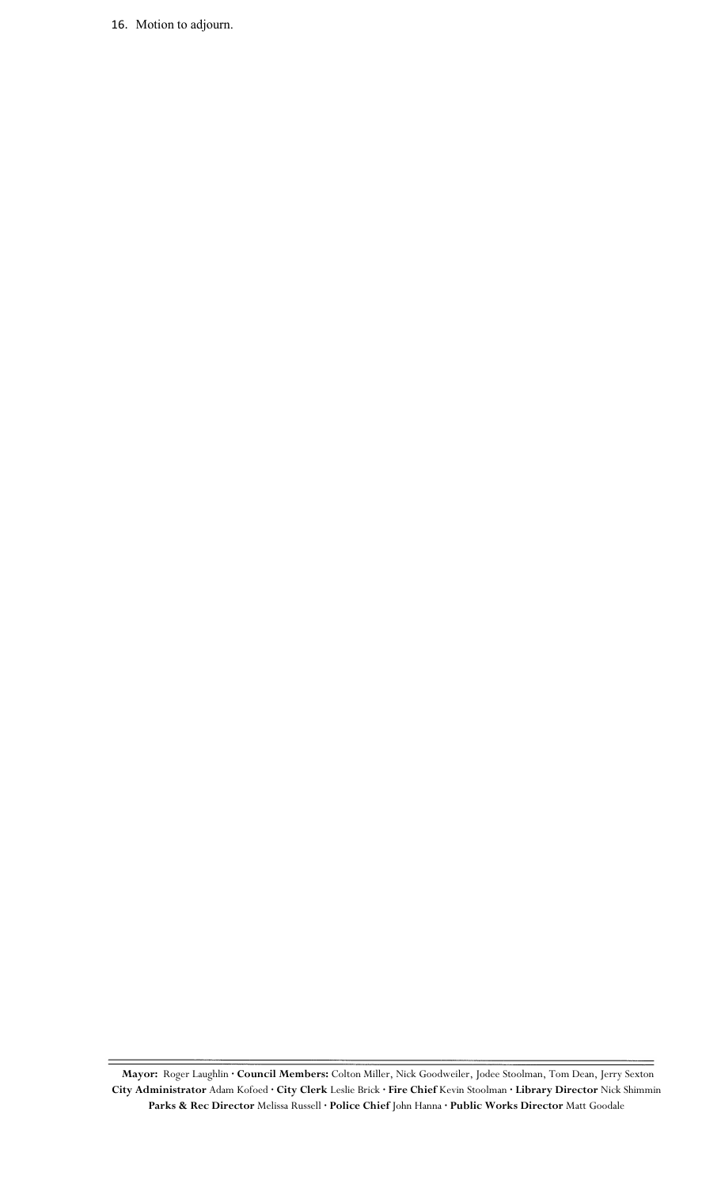16. Motion to adjourn.

**Mayor:** Roger Laughlin · **Council Members:** Colton Miller, Nick Goodweiler, Jodee Stoolman, Tom Dean, Jerry Sexton
**City Administrator** Adam Kofoed · **City Clerk** Leslie Brick · **Fire Chief** Kevin Stoolman · **Library Director** Nick Shimmin
**Parks & Rec Director** Melissa Russell · **Police Chief** John Hanna · **Public Works Director** Matt Goodale